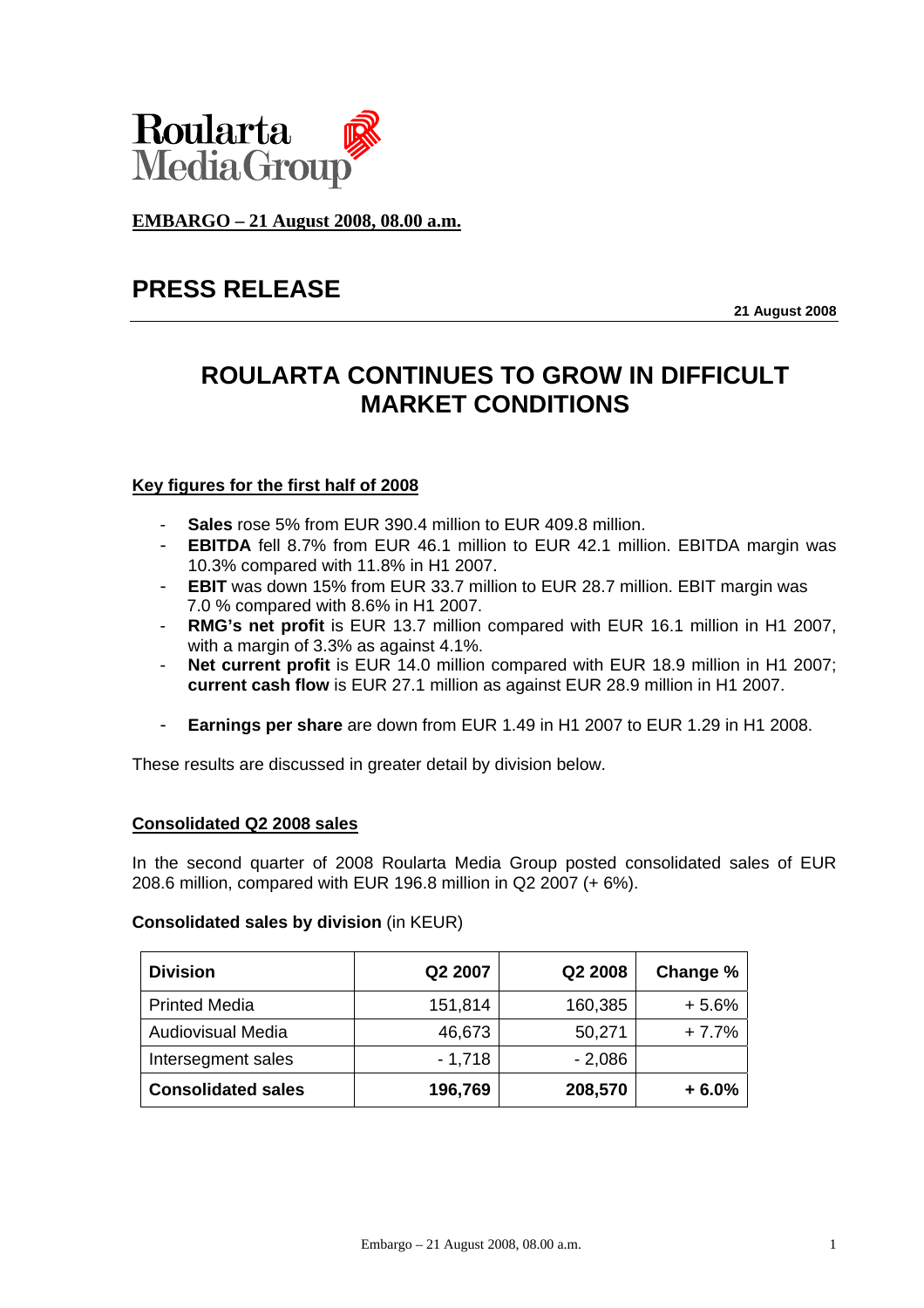Roularta Media Group

**EMBARGO – 21 August 2008, 08.00 a.m.**

# PRESS RELEASE

**21 August 2008**

## ROULARTA CONTINUES TO GROW IN DIFFICULT MARKET CONDITIONS

### Key figures for the first half of 2008

- **Sales** rose 5% from EUR 390.4 million to EUR 409.8 million.
- **EBITDA** fell 8.7% from EUR 46.1 million to EUR 42.1 million. EBITDA margin was 10.3% compared with 11.8% in H1 2007.
- **EBIT** was down 15% from EUR 33.7 million to EUR 28.7 million. EBIT margin was 7.0 % compared with 8.6% in H1 2007.
- **RMG's net profit** is EUR 13.7 million compared with EUR 16.1 million in H1 2007, with a margin of 3.3% as against 4.1%.
- **Net current profit** is EUR 14.0 million compared with EUR 18.9 million in H1 2007; **current cash flow** is EUR 27.1 million as against EUR 28.9 million in H1 2007.
- **Earnings per share** are down from EUR 1.49 in H1 2007 to EUR 1.29 in H1 2008.

These results are discussed in greater detail by division below.

### Consolidated Q2 2008 sales

In the second quarter of 2008 Roularta Media Group posted consolidated sales of EUR 208.6 million, compared with EUR 196.8 million in Q2 2007 (+ 6%).

**Consolidated sales by division** (in KEUR)

| **Division** | **Q2 2007** | **Q2 2008** | **Change %** |
|---|---|---|---|
| Printed Media | 151,814 | 160,385 | + 5.6% |
| Audiovisual Media | 46,673 | 50,271 | + 7.7% |
| Intersegment sales | - 1,718 | - 2,086 | |
| **Consolidated sales** | **196,769** | **208,570** | **+ 6.0%** |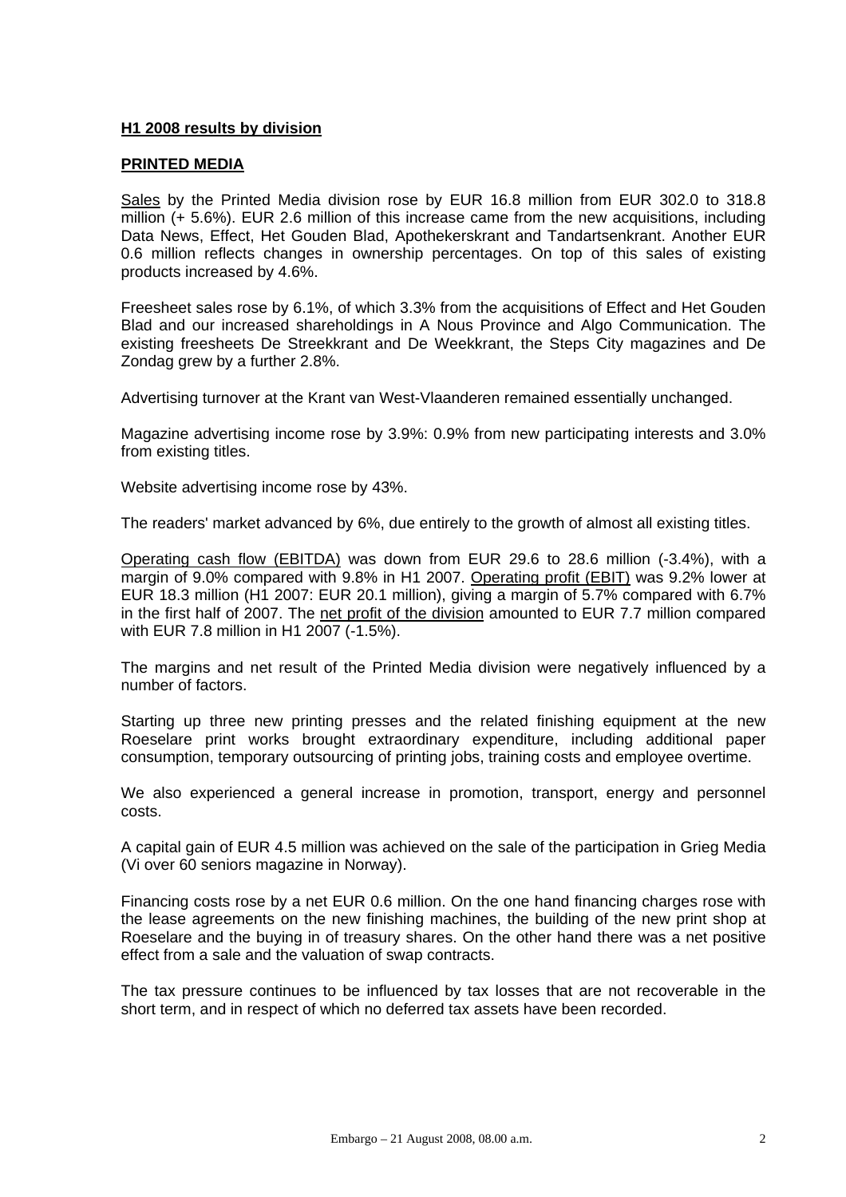## H1 2008 results by division

## PRINTED MEDIA

Sales by the Printed Media division rose by EUR 16.8 million from EUR 302.0 to 318.8 million (+ 5.6%). EUR 2.6 million of this increase came from the new acquisitions, including Data News, Effect, Het Gouden Blad, Apothekerskrant and Tandartsenkrant. Another EUR 0.6 million reflects changes in ownership percentages. On top of this sales of existing products increased by 4.6%.

Freesheet sales rose by 6.1%, of which 3.3% from the acquisitions of Effect and Het Gouden Blad and our increased shareholdings in A Nous Province and Algo Communication. The existing freesheets De Streekkrant and De Weekkrant, the Steps City magazines and De Zondag grew by a further 2.8%.

Advertising turnover at the Krant van West-Vlaanderen remained essentially unchanged.

Magazine advertising income rose by 3.9%: 0.9% from new participating interests and 3.0% from existing titles.

Website advertising income rose by 43%.

The readers' market advanced by 6%, due entirely to the growth of almost all existing titles.

Operating cash flow (EBITDA) was down from EUR 29.6 to 28.6 million (-3.4%), with a margin of 9.0% compared with 9.8% in H1 2007. Operating profit (EBIT) was 9.2% lower at EUR 18.3 million (H1 2007: EUR 20.1 million), giving a margin of 5.7% compared with 6.7% in the first half of 2007. The net profit of the division amounted to EUR 7.7 million compared with EUR 7.8 million in H1 2007 (-1.5%).

The margins and net result of the Printed Media division were negatively influenced by a number of factors.

Starting up three new printing presses and the related finishing equipment at the new Roeselare print works brought extraordinary expenditure, including additional paper consumption, temporary outsourcing of printing jobs, training costs and employee overtime.

We also experienced a general increase in promotion, transport, energy and personnel costs.

A capital gain of EUR 4.5 million was achieved on the sale of the participation in Grieg Media (Vi over 60 seniors magazine in Norway).

Financing costs rose by a net EUR 0.6 million. On the one hand financing charges rose with the lease agreements on the new finishing machines, the building of the new print shop at Roeselare and the buying in of treasury shares. On the other hand there was a net positive effect from a sale and the valuation of swap contracts.

The tax pressure continues to be influenced by tax losses that are not recoverable in the short term, and in respect of which no deferred tax assets have been recorded.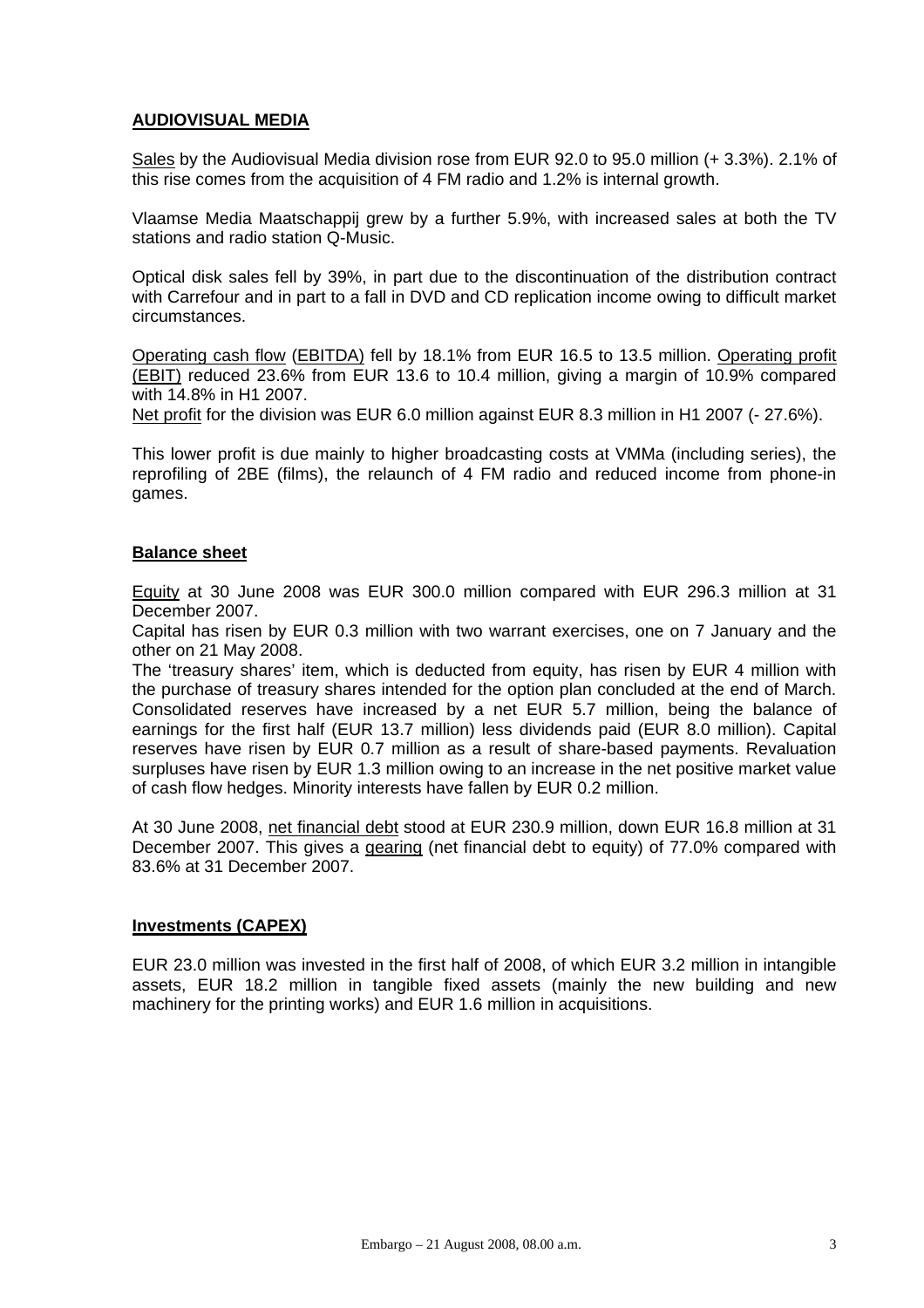## AUDIOVISUAL MEDIA

Sales by the Audiovisual Media division rose from EUR 92.0 to 95.0 million (+ 3.3%). 2.1% of this rise comes from the acquisition of 4 FM radio and 1.2% is internal growth.

Vlaamse Media Maatschappij grew by a further 5.9%, with increased sales at both the TV stations and radio station Q-Music.

Optical disk sales fell by 39%, in part due to the discontinuation of the distribution contract with Carrefour and in part to a fall in DVD and CD replication income owing to difficult market circumstances.

Operating cash flow (EBITDA) fell by 18.1% from EUR 16.5 to 13.5 million. Operating profit (EBIT) reduced 23.6% from EUR 13.6 to 10.4 million, giving a margin of 10.9% compared with 14.8% in H1 2007.

Net profit for the division was EUR 6.0 million against EUR 8.3 million in H1 2007 (- 27.6%).

This lower profit is due mainly to higher broadcasting costs at VMMa (including series), the reprofiling of 2BE (films), the relaunch of 4 FM radio and reduced income from phone-in games.

## Balance sheet

Equity at 30 June 2008 was EUR 300.0 million compared with EUR 296.3 million at 31 December 2007.

Capital has risen by EUR 0.3 million with two warrant exercises, one on 7 January and the other on 21 May 2008.

The 'treasury shares' item, which is deducted from equity, has risen by EUR 4 million with the purchase of treasury shares intended for the option plan concluded at the end of March. Consolidated reserves have increased by a net EUR 5.7 million, being the balance of earnings for the first half (EUR 13.7 million) less dividends paid (EUR 8.0 million). Capital reserves have risen by EUR 0.7 million as a result of share-based payments. Revaluation surpluses have risen by EUR 1.3 million owing to an increase in the net positive market value of cash flow hedges. Minority interests have fallen by EUR 0.2 million.

At 30 June 2008, net financial debt stood at EUR 230.9 million, down EUR 16.8 million at 31 December 2007. This gives a gearing (net financial debt to equity) of 77.0% compared with 83.6% at 31 December 2007.

## Investments (CAPEX)

EUR 23.0 million was invested in the first half of 2008, of which EUR 3.2 million in intangible assets, EUR 18.2 million in tangible fixed assets (mainly the new building and new machinery for the printing works) and EUR 1.6 million in acquisitions.

Embargo – 21 August 2008, 08.00 a.m.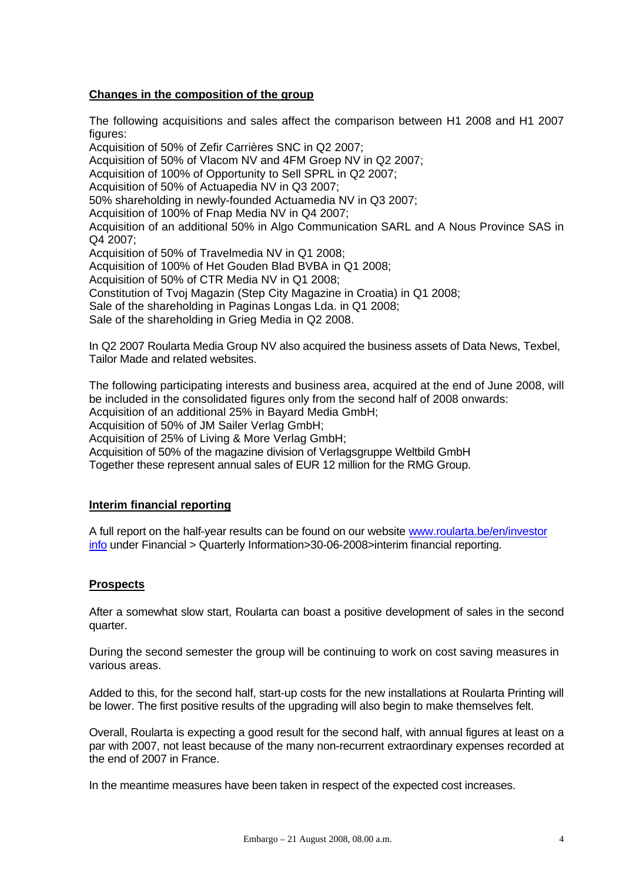## Changes in the composition of the group

The following acquisitions and sales affect the comparison between H1 2008 and H1 2007 figures:
Acquisition of 50% of Zefir Carrières SNC in Q2 2007;
Acquisition of 50% of Vlacom NV and 4FM Groep NV in Q2 2007;
Acquisition of 100% of Opportunity to Sell SPRL in Q2 2007;
Acquisition of 50% of Actuapedia NV in Q3 2007;
50% shareholding in newly-founded Actuamedia NV in Q3 2007;
Acquisition of 100% of Fnap Media NV in Q4 2007;
Acquisition of an additional 50% in Algo Communication SARL and A Nous Province SAS in Q4 2007;
Acquisition of 50% of Travelmedia NV in Q1 2008;
Acquisition of 100% of Het Gouden Blad BVBA in Q1 2008;
Acquisition of 50% of CTR Media NV in Q1 2008;
Constitution of Tvoj Magazin (Step City Magazine in Croatia) in Q1 2008;
Sale of the shareholding in Paginas Longas Lda. in Q1 2008;
Sale of the shareholding in Grieg Media in Q2 2008.

In Q2 2007 Roularta Media Group NV also acquired the business assets of Data News, Texbel, Tailor Made and related websites.

The following participating interests and business area, acquired at the end of June 2008, will be included in the consolidated figures only from the second half of 2008 onwards:
Acquisition of an additional 25% in Bayard Media GmbH;
Acquisition of 50% of JM Sailer Verlag GmbH;
Acquisition of 25% of Living & More Verlag GmbH;
Acquisition of 50% of the magazine division of Verlagsgruppe Weltbild GmbH
Together these represent annual sales of EUR 12 million for the RMG Group.

## Interim financial reporting

A full report on the half-year results can be found on our website www.roularta.be/en/investor info under Financial > Quarterly Information>30-06-2008>interim financial reporting.

## Prospects

After a somewhat slow start, Roularta can boast a positive development of sales in the second quarter.

During the second semester the group will be continuing to work on cost saving measures in various areas.

Added to this, for the second half, start-up costs for the new installations at Roularta Printing will be lower. The first positive results of the upgrading will also begin to make themselves felt.

Overall, Roularta is expecting a good result for the second half, with annual figures at least on a par with 2007, not least because of the many non-recurrent extraordinary expenses recorded at the end of 2007 in France.

In the meantime measures have been taken in respect of the expected cost increases.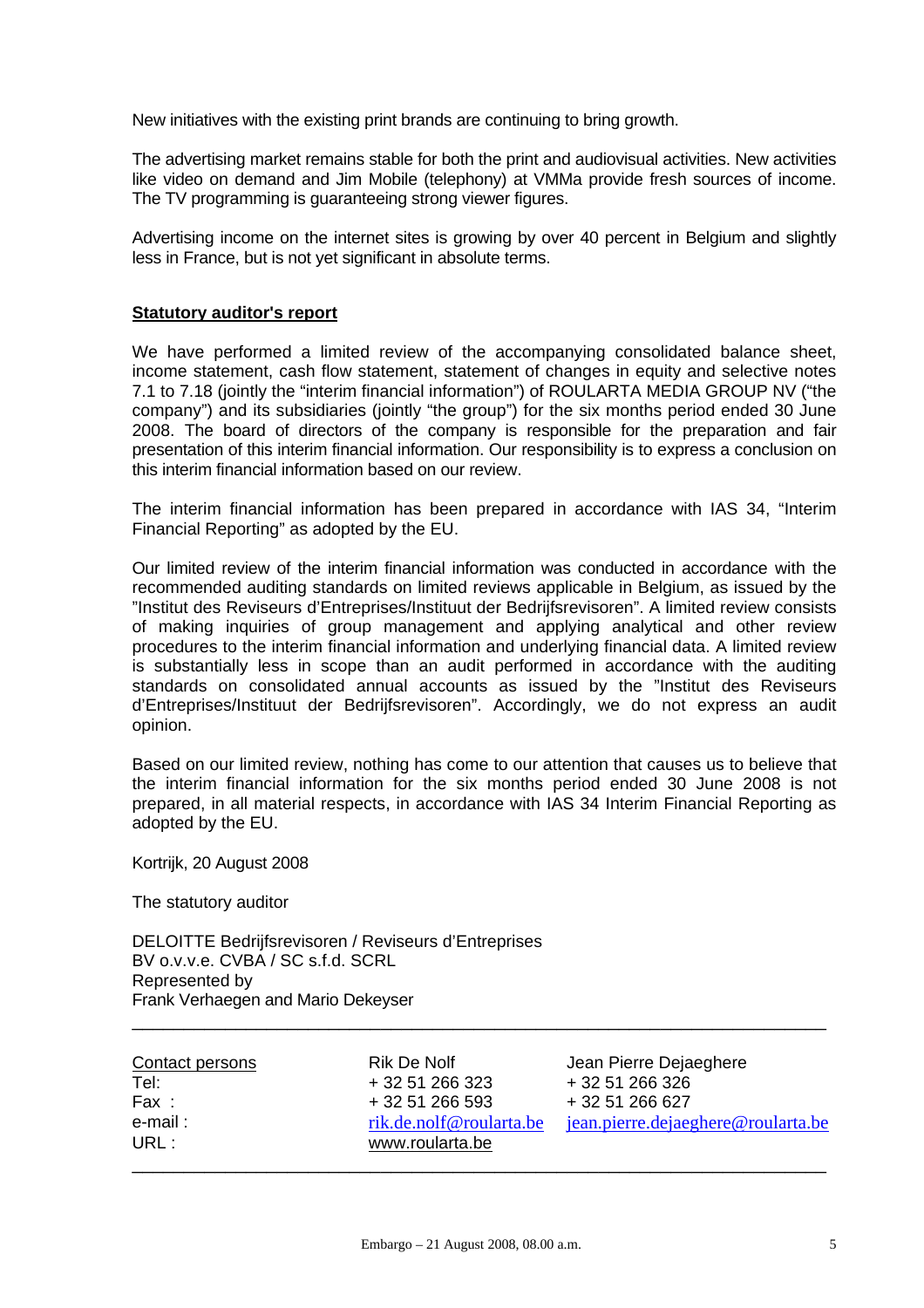New initiatives with the existing print brands are continuing to bring growth.

The advertising market remains stable for both the print and audiovisual activities. New activities like video on demand and Jim Mobile (telephony) at VMMa provide fresh sources of income. The TV programming is guaranteeing strong viewer figures.

Advertising income on the internet sites is growing by over 40 percent in Belgium and slightly less in France, but is not yet significant in absolute terms.

**Statutory auditor's report**

We have performed a limited review of the accompanying consolidated balance sheet, income statement, cash flow statement, statement of changes in equity and selective notes 7.1 to 7.18 (jointly the "interim financial information") of ROULARTA MEDIA GROUP NV ("the company") and its subsidiaries (jointly "the group") for the six months period ended 30 June 2008. The board of directors of the company is responsible for the preparation and fair presentation of this interim financial information. Our responsibility is to express a conclusion on this interim financial information based on our review.

The interim financial information has been prepared in accordance with IAS 34, "Interim Financial Reporting" as adopted by the EU.

Our limited review of the interim financial information was conducted in accordance with the recommended auditing standards on limited reviews applicable in Belgium, as issued by the "Institut des Reviseurs d'Entreprises/Instituut der Bedrijfsrevisoren". A limited review consists of making inquiries of group management and applying analytical and other review procedures to the interim financial information and underlying financial data. A limited review is substantially less in scope than an audit performed in accordance with the auditing standards on consolidated annual accounts as issued by the "Institut des Reviseurs d'Entreprises/Instituut der Bedrijfsrevisoren". Accordingly, we do not express an audit opinion.

Based on our limited review, nothing has come to our attention that causes us to believe that the interim financial information for the six months period ended 30 June 2008 is not prepared, in all material respects, in accordance with IAS 34 Interim Financial Reporting as adopted by the EU.

Kortrijk, 20 August 2008

The statutory auditor

DELOITTE Bedrijfsrevisoren / Reviseurs d'Entreprises
BV o.v.v.e. CVBA / SC s.f.d. SCRL
Represented by
Frank Verhaegen and Mario Dekeyser

| Contact persons | Rik De Nolf | Jean Pierre Dejaeghere |
|---|---|---|
| Tel: | + 32 51 266 323 | + 32 51 266 326 |
| Fax : | + 32 51 266 593 | + 32 51 266 627 |
| e-mail : | rik.de.nolf@roularta.be | jean.pierre.dejaeghere@roularta.be |
| URL : | www.roularta.be | |

Embargo – 21 August 2008, 08.00 a.m.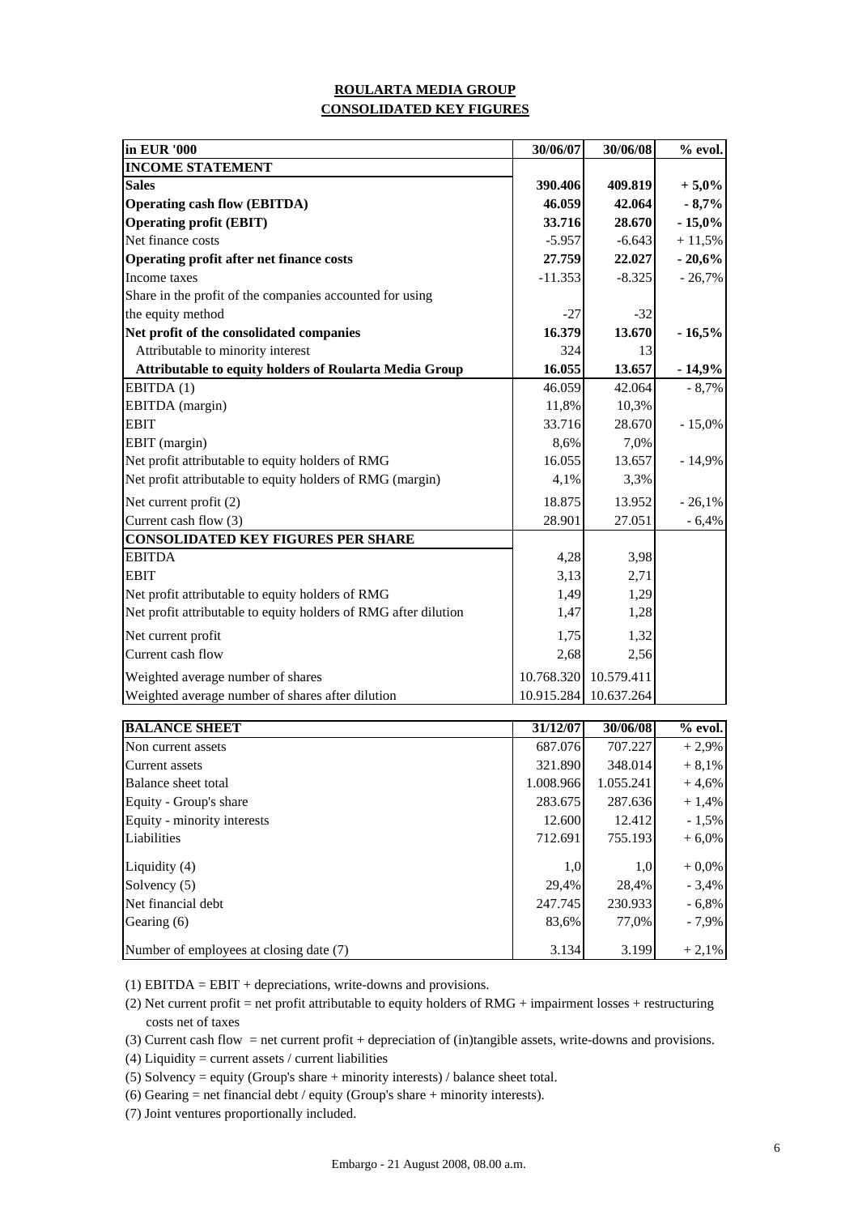# ROULARTA MEDIA GROUP
## CONSOLIDATED KEY FIGURES

| **in EUR '000** | **30/06/07** | **30/06/08** | **% evol.** |
|---|---|---|---|
| **INCOME STATEMENT** | | | |
| **Sales** | **390.406** | **409.819** | **+ 5,0%** |
| **Operating cash flow (EBITDA)** | **46.059** | **42.064** | **- 8,7%** |
| **Operating profit (EBIT)** | **33.716** | **28.670** | **- 15,0%** |
| Net finance costs | -5.957 | -6.643 | + 11,5% |
| **Operating profit after net finance costs** | **27.759** | **22.027** | **- 20,6%** |
| Income taxes | -11.353 | -8.325 | - 26,7% |
| Share in the profit of the companies accounted for using the equity method | -27 | -32 | |
| **Net profit of the consolidated companies** | **16.379** | **13.670** | **- 16,5%** |
| Attributable to minority interest | 324 | 13 | |
| **Attributable to equity holders of Roularta Media Group** | **16.055** | **13.657** | **- 14,9%** |
| EBITDA (1) | 46.059 | 42.064 | - 8,7% |
| EBITDA (margin) | 11,8% | 10,3% | |
| EBIT | 33.716 | 28.670 | - 15,0% |
| EBIT (margin) | 8,6% | 7,0% | |
| Net profit attributable to equity holders of RMG | 16.055 | 13.657 | - 14,9% |
| Net profit attributable to equity holders of RMG (margin) | 4,1% | 3,3% | |
| Net current profit (2) | 18.875 | 13.952 | - 26,1% |
| Current cash flow (3) | 28.901 | 27.051 | - 6,4% |
| **CONSOLIDATED KEY FIGURES PER SHARE** | | | |
| EBITDA | 4,28 | 3,98 | |
| EBIT | 3,13 | 2,71 | |
| Net profit attributable to equity holders of RMG | 1,49 | 1,29 | |
| Net profit attributable to equity holders of RMG after dilution | 1,47 | 1,28 | |
| Net current profit | 1,75 | 1,32 | |
| Current cash flow | 2,68 | 2,56 | |
| Weighted average number of shares | 10.768.320 | 10.579.411 | |
| Weighted average number of shares after dilution | 10.915.284 | 10.637.264 | |

| **BALANCE SHEET** | **31/12/07** | **30/06/08** | **% evol.** |
|---|---|---|---|
| Non current assets | 687.076 | 707.227 | + 2,9% |
| Current assets | 321.890 | 348.014 | + 8,1% |
| Balance sheet total | 1.008.966 | 1.055.241 | + 4,6% |
| Equity - Group's share | 283.675 | 287.636 | + 1,4% |
| Equity - minority interests | 12.600 | 12.412 | - 1,5% |
| Liabilities | 712.691 | 755.193 | + 6,0% |
| Liquidity (4) | 1,0 | 1,0 | + 0,0% |
| Solvency (5) | 29,4% | 28,4% | - 3,4% |
| Net financial debt | 247.745 | 230.933 | - 6,8% |
| Gearing (6) | 83,6% | 77,0% | - 7,9% |
| Number of employees at closing date (7) | 3.134 | 3.199 | + 2,1% |

(1) EBITDA = EBIT + depreciations, write-downs and provisions.

(2) Net current profit = net profit attributable to equity holders of RMG + impairment losses + restructuring costs net of taxes

(3) Current cash flow = net current profit + depreciation of (in)tangible assets, write-downs and provisions.

(4) Liquidity = current assets / current liabilities

(5) Solvency = equity (Group's share + minority interests) / balance sheet total.

(6) Gearing = net financial debt / equity (Group's share + minority interests).

(7) Joint ventures proportionally included.

Embargo - 21 August 2008, 08.00 a.m.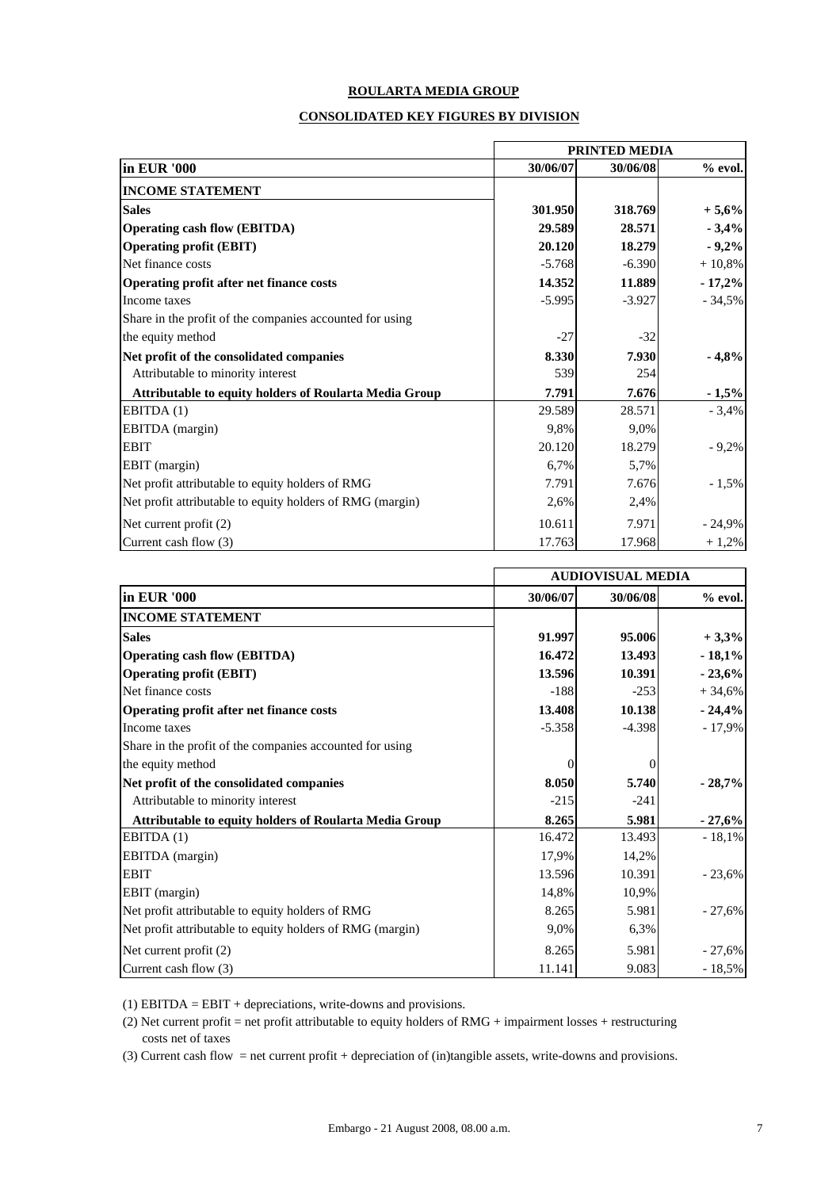# ROULARTA MEDIA GROUP

## CONSOLIDATED KEY FIGURES BY DIVISION

| | PRINTED MEDIA | | |
|---|---|---|---|
| **in EUR '000** | **30/06/07** | **30/06/08** | **% evol.** |
| **INCOME STATEMENT** | | | |
| **Sales** | **301.950** | **318.769** | **+ 5,6%** |
| **Operating cash flow (EBITDA)** | **29.589** | **28.571** | **- 3,4%** |
| **Operating profit (EBIT)** | **20.120** | **18.279** | **- 9,2%** |
| Net finance costs | -5.768 | -6.390 | + 10,8% |
| **Operating profit after net finance costs** | **14.352** | **11.889** | **- 17,2%** |
| Income taxes | -5.995 | -3.927 | - 34,5% |
| Share in the profit of the companies accounted for using the equity method | -27 | -32 | |
| **Net profit of the consolidated companies** | **8.330** | **7.930** | **- 4,8%** |
| Attributable to minority interest | 539 | 254 | |
| **Attributable to equity holders of Roularta Media Group** | **7.791** | **7.676** | **- 1,5%** |
| EBITDA (1) | 29.589 | 28.571 | - 3,4% |
| EBITDA (margin) | 9,8% | 9,0% | |
| EBIT | 20.120 | 18.279 | - 9,2% |
| EBIT (margin) | 6,7% | 5,7% | |
| Net profit attributable to equity holders of RMG | 7.791 | 7.676 | - 1,5% |
| Net profit attributable to equity holders of RMG (margin) | 2,6% | 2,4% | |
| Net current profit (2) | 10.611 | 7.971 | - 24,9% |
| Current cash flow (3) | 17.763 | 17.968 | + 1,2% |

| | AUDIOVISUAL MEDIA | | |
|---|---|---|---|
| **in EUR '000** | **30/06/07** | **30/06/08** | **% evol.** |
| **INCOME STATEMENT** | | | |
| **Sales** | **91.997** | **95.006** | **+ 3,3%** |
| **Operating cash flow (EBITDA)** | **16.472** | **13.493** | **- 18,1%** |
| **Operating profit (EBIT)** | **13.596** | **10.391** | **- 23,6%** |
| Net finance costs | -188 | -253 | + 34,6% |
| **Operating profit after net finance costs** | **13.408** | **10.138** | **- 24,4%** |
| Income taxes | -5.358 | -4.398 | - 17,9% |
| Share in the profit of the companies accounted for using the equity method | 0 | 0 | |
| **Net profit of the consolidated companies** | **8.050** | **5.740** | **- 28,7%** |
| Attributable to minority interest | -215 | -241 | |
| **Attributable to equity holders of Roularta Media Group** | **8.265** | **5.981** | **- 27,6%** |
| EBITDA (1) | 16.472 | 13.493 | - 18,1% |
| EBITDA (margin) | 17,9% | 14,2% | |
| EBIT | 13.596 | 10.391 | - 23,6% |
| EBIT (margin) | 14,8% | 10,9% | |
| Net profit attributable to equity holders of RMG | 8.265 | 5.981 | - 27,6% |
| Net profit attributable to equity holders of RMG (margin) | 9,0% | 6,3% | |
| Net current profit (2) | 8.265 | 5.981 | - 27,6% |
| Current cash flow (3) | 11.141 | 9.083 | - 18,5% |

(1) EBITDA = EBIT + depreciations, write-downs and provisions.

(2) Net current profit = net profit attributable to equity holders of RMG + impairment losses + restructuring costs net of taxes

(3) Current cash flow = net current profit + depreciation of (in)tangible assets, write-downs and provisions.

Embargo - 21 August 2008, 08.00 a.m.